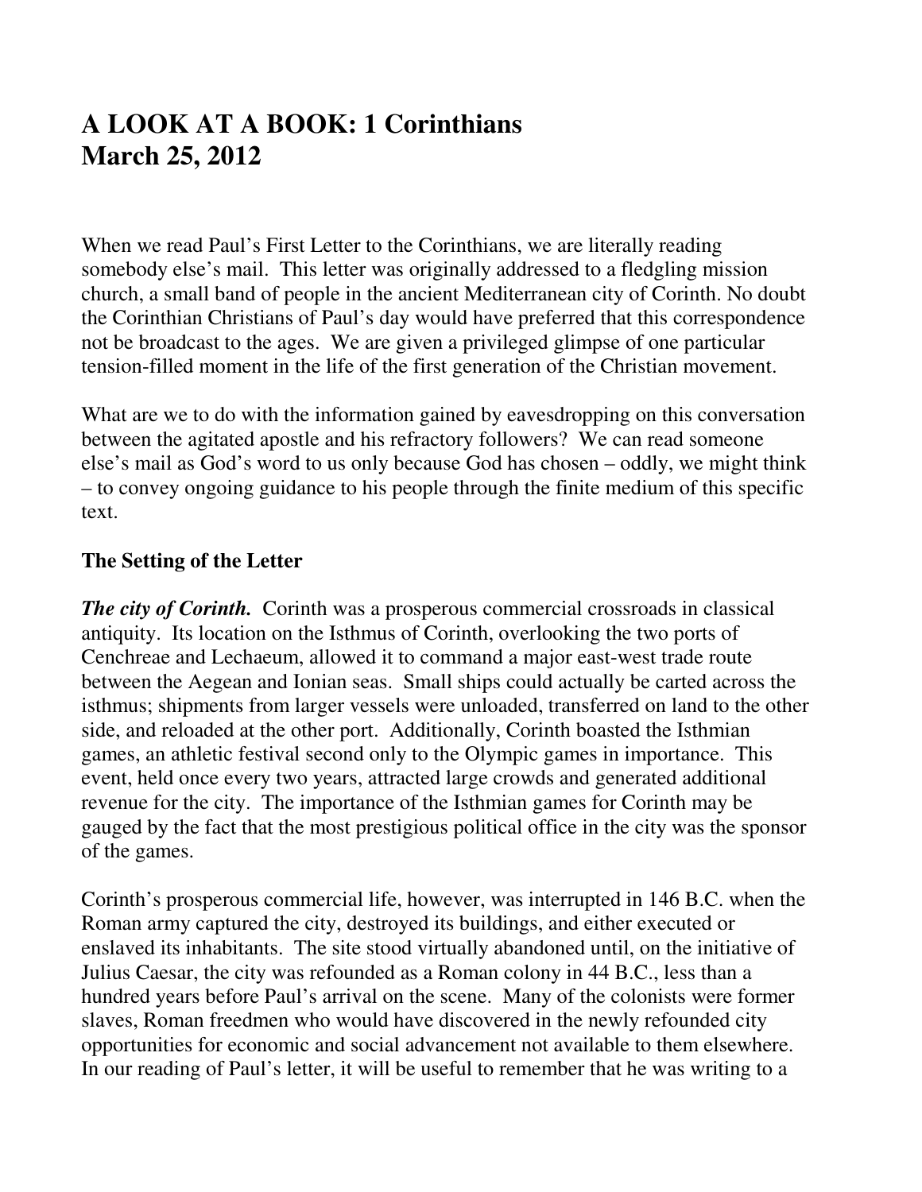# A LOOK AT A BOOK: 1 Corinthians
# March 25, 2012

When we read Paul's First Letter to the Corinthians, we are literally reading somebody else's mail. This letter was originally addressed to a fledgling mission church, a small band of people in the ancient Mediterranean city of Corinth. No doubt the Corinthian Christians of Paul's day would have preferred that this correspondence not be broadcast to the ages. We are given a privileged glimpse of one particular tension-filled moment in the life of the first generation of the Christian movement.

What are we to do with the information gained by eavesdropping on this conversation between the agitated apostle and his refractory followers? We can read someone else's mail as God's word to us only because God has chosen – oddly, we might think – to convey ongoing guidance to his people through the finite medium of this specific text.

## The Setting of the Letter

***The city of Corinth.*** Corinth was a prosperous commercial crossroads in classical antiquity. Its location on the Isthmus of Corinth, overlooking the two ports of Cenchreae and Lechaeum, allowed it to command a major east-west trade route between the Aegean and Ionian seas. Small ships could actually be carted across the isthmus; shipments from larger vessels were unloaded, transferred on land to the other side, and reloaded at the other port. Additionally, Corinth boasted the Isthmian games, an athletic festival second only to the Olympic games in importance. This event, held once every two years, attracted large crowds and generated additional revenue for the city. The importance of the Isthmian games for Corinth may be gauged by the fact that the most prestigious political office in the city was the sponsor of the games.

Corinth's prosperous commercial life, however, was interrupted in 146 B.C. when the Roman army captured the city, destroyed its buildings, and either executed or enslaved its inhabitants. The site stood virtually abandoned until, on the initiative of Julius Caesar, the city was refounded as a Roman colony in 44 B.C., less than a hundred years before Paul's arrival on the scene. Many of the colonists were former slaves, Roman freedmen who would have discovered in the newly refounded city opportunities for economic and social advancement not available to them elsewhere. In our reading of Paul's letter, it will be useful to remember that he was writing to a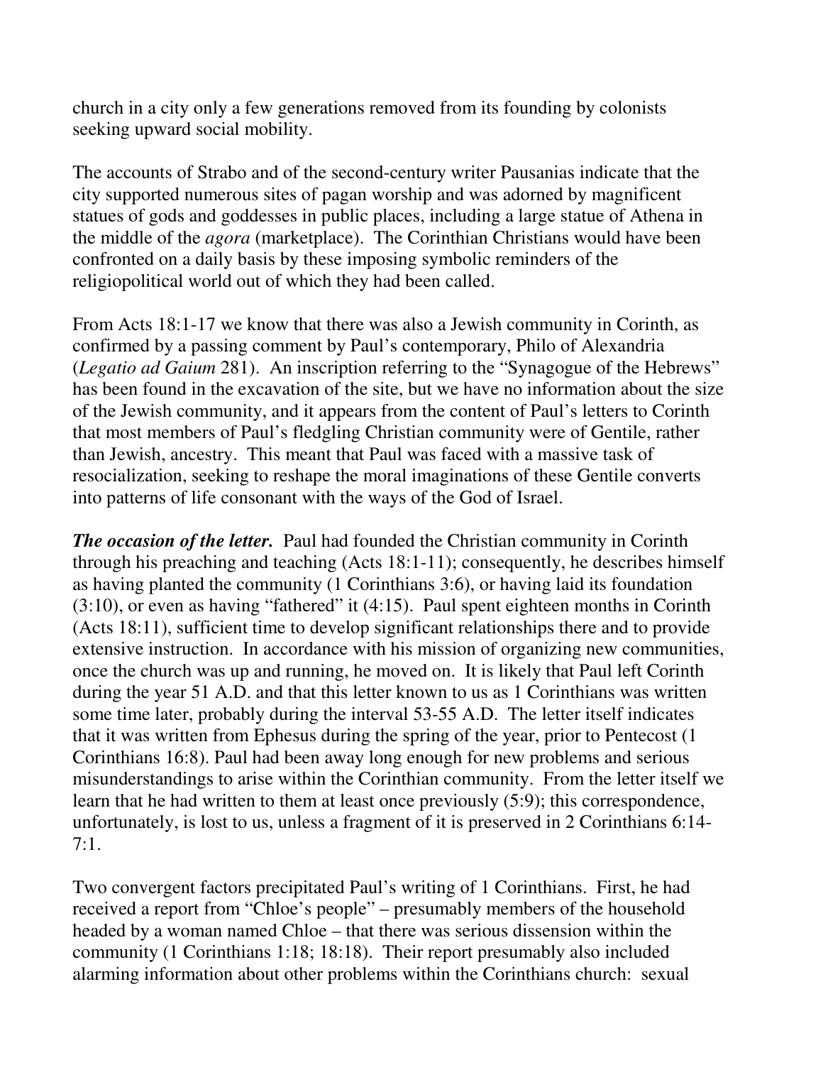church in a city only a few generations removed from its founding by colonists seeking upward social mobility.

The accounts of Strabo and of the second-century writer Pausanias indicate that the city supported numerous sites of pagan worship and was adorned by magnificent statues of gods and goddesses in public places, including a large statue of Athena in the middle of the *agora* (marketplace). The Corinthian Christians would have been confronted on a daily basis by these imposing symbolic reminders of the religiopolitical world out of which they had been called.

From Acts 18:1-17 we know that there was also a Jewish community in Corinth, as confirmed by a passing comment by Paul's contemporary, Philo of Alexandria (*Legatio ad Gaium* 281). An inscription referring to the "Synagogue of the Hebrews" has been found in the excavation of the site, but we have no information about the size of the Jewish community, and it appears from the content of Paul's letters to Corinth that most members of Paul's fledgling Christian community were of Gentile, rather than Jewish, ancestry. This meant that Paul was faced with a massive task of resocialization, seeking to reshape the moral imaginations of these Gentile converts into patterns of life consonant with the ways of the God of Israel.

***The occasion of the letter.*** Paul had founded the Christian community in Corinth through his preaching and teaching (Acts 18:1-11); consequently, he describes himself as having planted the community (1 Corinthians 3:6), or having laid its foundation (3:10), or even as having "fathered" it (4:15). Paul spent eighteen months in Corinth (Acts 18:11), sufficient time to develop significant relationships there and to provide extensive instruction. In accordance with his mission of organizing new communities, once the church was up and running, he moved on. It is likely that Paul left Corinth during the year 51 A.D. and that this letter known to us as 1 Corinthians was written some time later, probably during the interval 53-55 A.D. The letter itself indicates that it was written from Ephesus during the spring of the year, prior to Pentecost (1 Corinthians 16:8). Paul had been away long enough for new problems and serious misunderstandings to arise within the Corinthian community. From the letter itself we learn that he had written to them at least once previously (5:9); this correspondence, unfortunately, is lost to us, unless a fragment of it is preserved in 2 Corinthians 6:14-7:1.

Two convergent factors precipitated Paul's writing of 1 Corinthians. First, he had received a report from "Chloe's people" – presumably members of the household headed by a woman named Chloe – that there was serious dissension within the community (1 Corinthians 1:18; 18:18). Their report presumably also included alarming information about other problems within the Corinthians church: sexual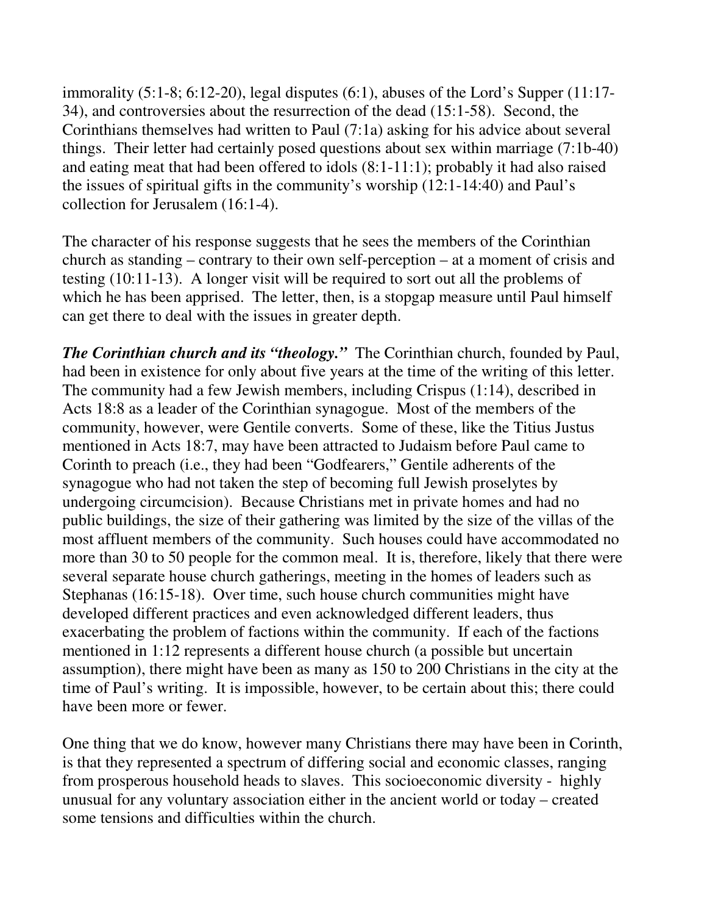immorality (5:1-8; 6:12-20), legal disputes (6:1), abuses of the Lord's Supper (11:17-34), and controversies about the resurrection of the dead (15:1-58). Second, the Corinthians themselves had written to Paul (7:1a) asking for his advice about several things. Their letter had certainly posed questions about sex within marriage (7:1b-40) and eating meat that had been offered to idols (8:1-11:1); probably it had also raised the issues of spiritual gifts in the community's worship (12:1-14:40) and Paul's collection for Jerusalem (16:1-4).

The character of his response suggests that he sees the members of the Corinthian church as standing – contrary to their own self-perception – at a moment of crisis and testing (10:11-13). A longer visit will be required to sort out all the problems of which he has been apprised. The letter, then, is a stopgap measure until Paul himself can get there to deal with the issues in greater depth.

***The Corinthian church and its "theology."*** The Corinthian church, founded by Paul, had been in existence for only about five years at the time of the writing of this letter. The community had a few Jewish members, including Crispus (1:14), described in Acts 18:8 as a leader of the Corinthian synagogue. Most of the members of the community, however, were Gentile converts. Some of these, like the Titius Justus mentioned in Acts 18:7, may have been attracted to Judaism before Paul came to Corinth to preach (i.e., they had been "Godfearers," Gentile adherents of the synagogue who had not taken the step of becoming full Jewish proselytes by undergoing circumcision). Because Christians met in private homes and had no public buildings, the size of their gathering was limited by the size of the villas of the most affluent members of the community. Such houses could have accommodated no more than 30 to 50 people for the common meal. It is, therefore, likely that there were several separate house church gatherings, meeting in the homes of leaders such as Stephanas (16:15-18). Over time, such house church communities might have developed different practices and even acknowledged different leaders, thus exacerbating the problem of factions within the community. If each of the factions mentioned in 1:12 represents a different house church (a possible but uncertain assumption), there might have been as many as 150 to 200 Christians in the city at the time of Paul's writing. It is impossible, however, to be certain about this; there could have been more or fewer.

One thing that we do know, however many Christians there may have been in Corinth, is that they represented a spectrum of differing social and economic classes, ranging from prosperous household heads to slaves. This socioeconomic diversity - highly unusual for any voluntary association either in the ancient world or today – created some tensions and difficulties within the church.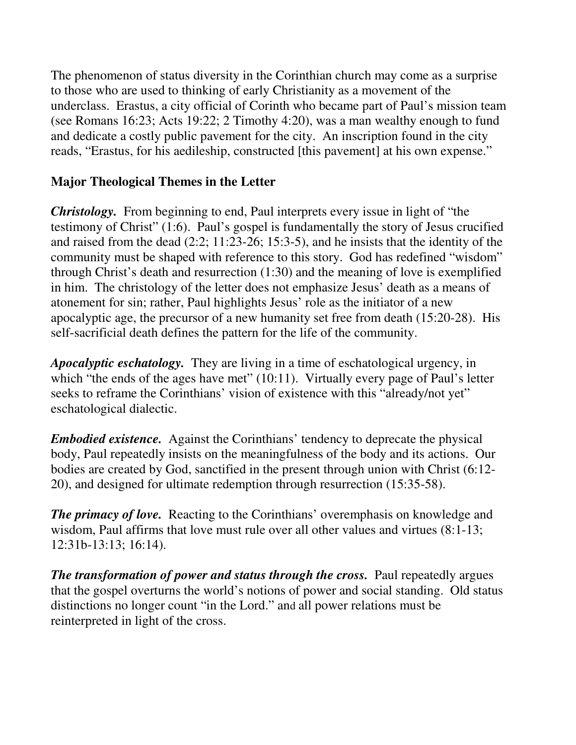The phenomenon of status diversity in the Corinthian church may come as a surprise to those who are used to thinking of early Christianity as a movement of the underclass. Erastus, a city official of Corinth who became part of Paul's mission team (see Romans 16:23; Acts 19:22; 2 Timothy 4:20), was a man wealthy enough to fund and dedicate a costly public pavement for the city. An inscription found in the city reads, "Erastus, for his aedileship, constructed [this pavement] at his own expense."

## Major Theological Themes in the Letter

***Christology.*** From beginning to end, Paul interprets every issue in light of "the testimony of Christ" (1:6). Paul's gospel is fundamentally the story of Jesus crucified and raised from the dead (2:2; 11:23-26; 15:3-5), and he insists that the identity of the community must be shaped with reference to this story. God has redefined "wisdom" through Christ's death and resurrection (1:30) and the meaning of love is exemplified in him. The christology of the letter does not emphasize Jesus' death as a means of atonement for sin; rather, Paul highlights Jesus' role as the initiator of a new apocalyptic age, the precursor of a new humanity set free from death (15:20-28). His self-sacrificial death defines the pattern for the life of the community.

***Apocalyptic eschatology.*** They are living in a time of eschatological urgency, in which "the ends of the ages have met" (10:11). Virtually every page of Paul's letter seeks to reframe the Corinthians' vision of existence with this "already/not yet" eschatological dialectic.

***Embodied existence.*** Against the Corinthians' tendency to deprecate the physical body, Paul repeatedly insists on the meaningfulness of the body and its actions. Our bodies are created by God, sanctified in the present through union with Christ (6:12-20), and designed for ultimate redemption through resurrection (15:35-58).

***The primacy of love.*** Reacting to the Corinthians' overemphasis on knowledge and wisdom, Paul affirms that love must rule over all other values and virtues (8:1-13; 12:31b-13:13; 16:14).

***The transformation of power and status through the cross.*** Paul repeatedly argues that the gospel overturns the world's notions of power and social standing. Old status distinctions no longer count "in the Lord." and all power relations must be reinterpreted in light of the cross.